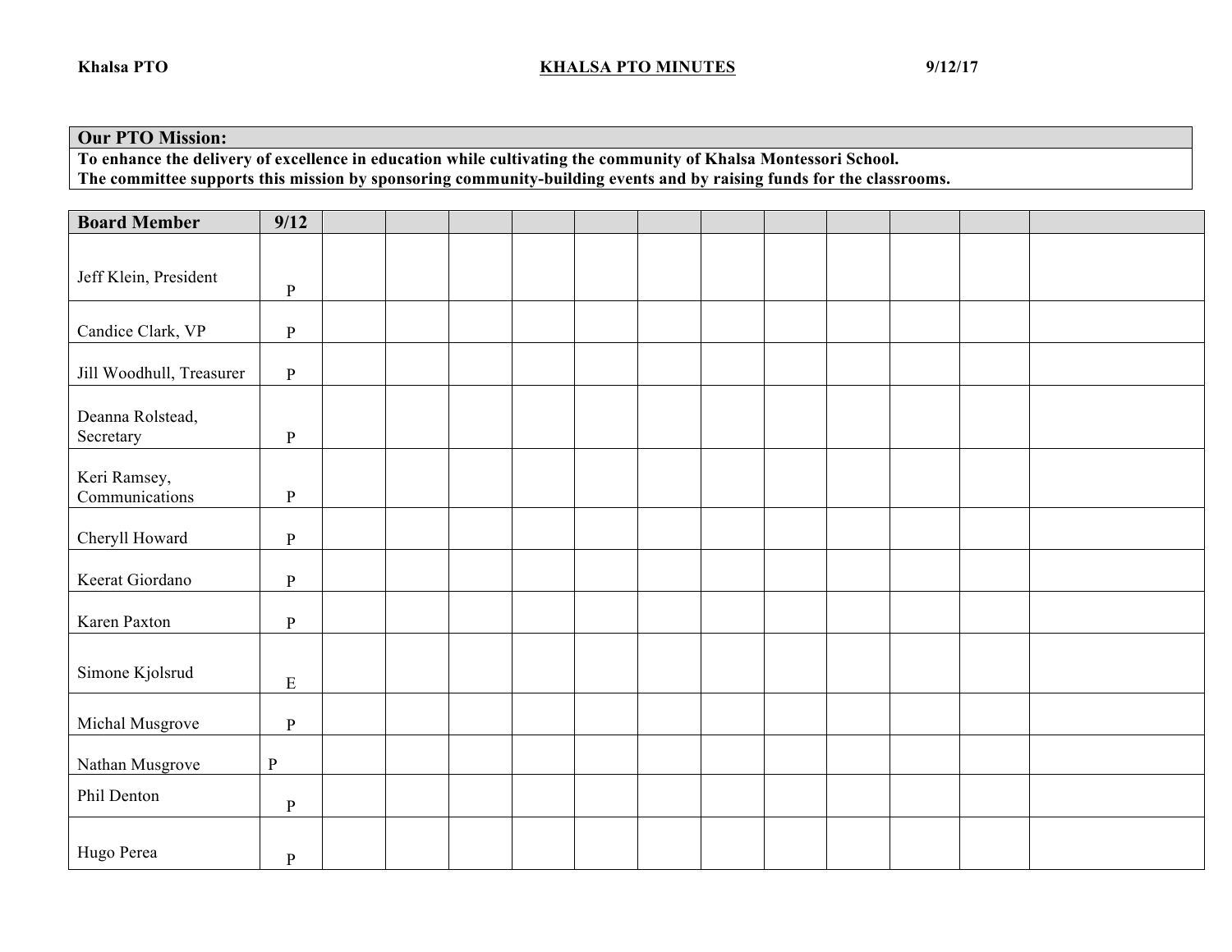Khalsa PTO **KHALSA PTO MINUTES** 9/12/17

| **Our PTO Mission:** |
|---|
| **To enhance the delivery of excellence in education while cultivating the community of Khalsa Montessori School.** **The committee supports this mission by sponsoring community-building events and by raising funds for the classrooms.** |

| **Board Member** | **9/12** | | | | | | | | | | | | |
|---|---|---|---|---|---|---|---|---|---|---|---|---|---|
| Jeff Klein, President | P | | | | | | | | | | | | |
| Candice Clark, VP | P | | | | | | | | | | | | |
| Jill Woodhull, Treasurer | P | | | | | | | | | | | | |
| Deanna Rolstead, Secretary | P | | | | | | | | | | | | |
| Keri Ramsey, Communications | P | | | | | | | | | | | | |
| Cheryll Howard | P | | | | | | | | | | | | |
| Keerat Giordano | P | | | | | | | | | | | | |
| Karen Paxton | P | | | | | | | | | | | | |
| Simone Kjolsrud | E | | | | | | | | | | | | |
| Michal Musgrove | P | | | | | | | | | | | | |
| Nathan Musgrove | P | | | | | | | | | | | | |
| Phil Denton | P | | | | | | | | | | | | |
| Hugo Perea | P | | | | | | | | | | | | |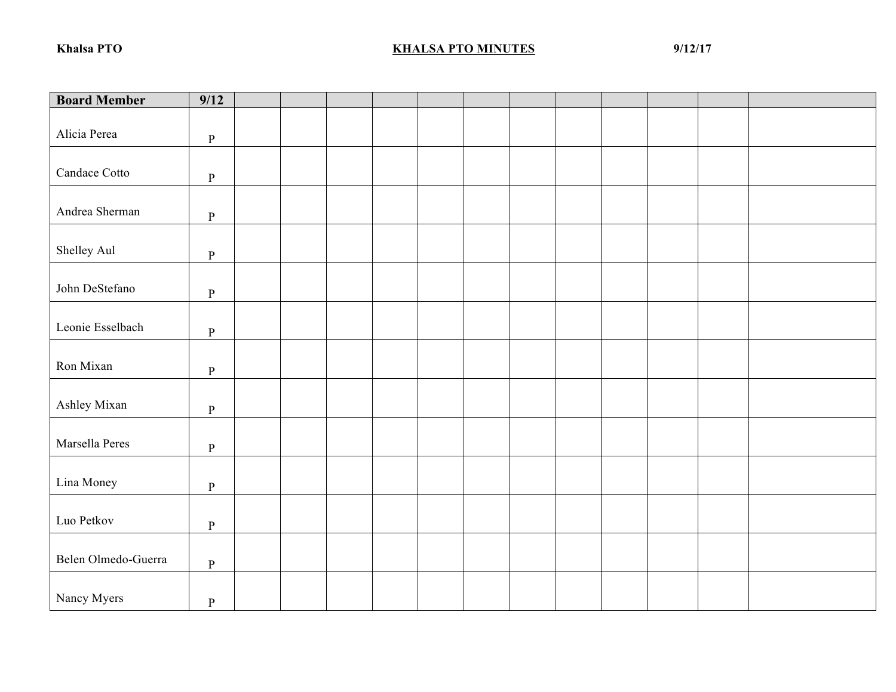**Khalsa PTO** **KHALSA PTO MINUTES** **9/12/17**

| **Board Member** | **9/12** | | | | | | | | | | | | |
|---|---|---|---|---|---|---|---|---|---|---|---|---|---|
| Alicia Perea | P | | | | | | | | | | | | |
| Candace Cotto | P | | | | | | | | | | | | |
| Andrea Sherman | P | | | | | | | | | | | | |
| Shelley Aul | P | | | | | | | | | | | | |
| John DeStefano | P | | | | | | | | | | | | |
| Leonie Esselbach | P | | | | | | | | | | | | |
| Ron Mixan | P | | | | | | | | | | | | |
| Ashley Mixan | P | | | | | | | | | | | | |
| Marsella Peres | P | | | | | | | | | | | | |
| Lina Money | P | | | | | | | | | | | | |
| Luo Petkov | P | | | | | | | | | | | | |
| Belen Olmedo-Guerra | P | | | | | | | | | | | | |
| Nancy Myers | P | | | | | | | | | | | | |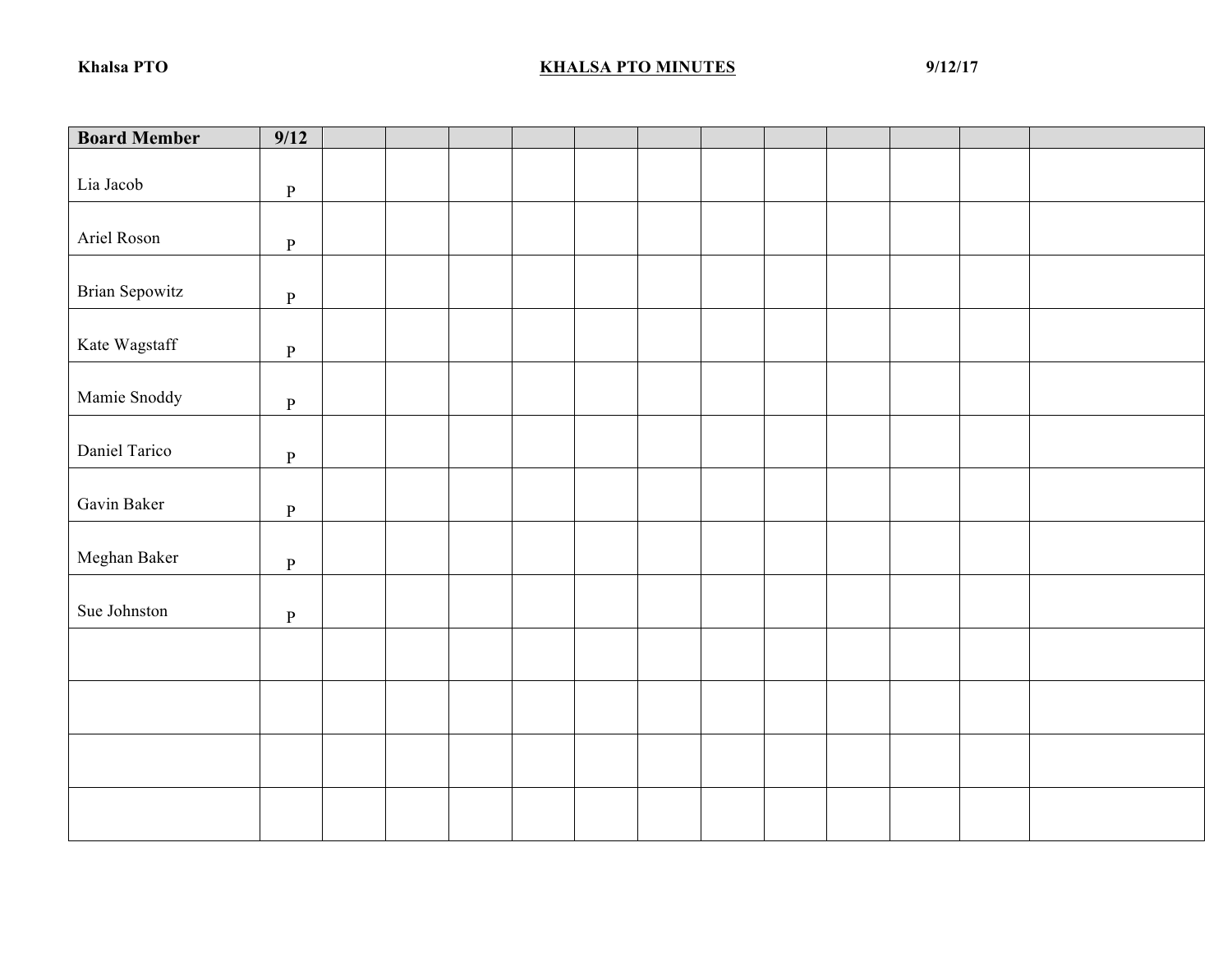Khalsa PTO **KHALSA PTO MINUTES** 9/12/17

| Board Member | 9/12 | | | | | | | | | | | | |
|---|---|---|---|---|---|---|---|---|---|---|---|---|---|
| Lia Jacob | P | | | | | | | | | | | | |
| Ariel Roson | P | | | | | | | | | | | | |
| Brian Sepowitz | P | | | | | | | | | | | | |
| Kate Wagstaff | P | | | | | | | | | | | | |
| Mamie Snoddy | P | | | | | | | | | | | | |
| Daniel Tarico | P | | | | | | | | | | | | |
| Gavin Baker | P | | | | | | | | | | | | |
| Meghan Baker | P | | | | | | | | | | | | |
| Sue Johnston | P | | | | | | | | | | | | |
| | | | | | | | | | | | | | |
| | | | | | | | | | | | | | |
| | | | | | | | | | | | | | |
| | | | | | | | | | | | | | |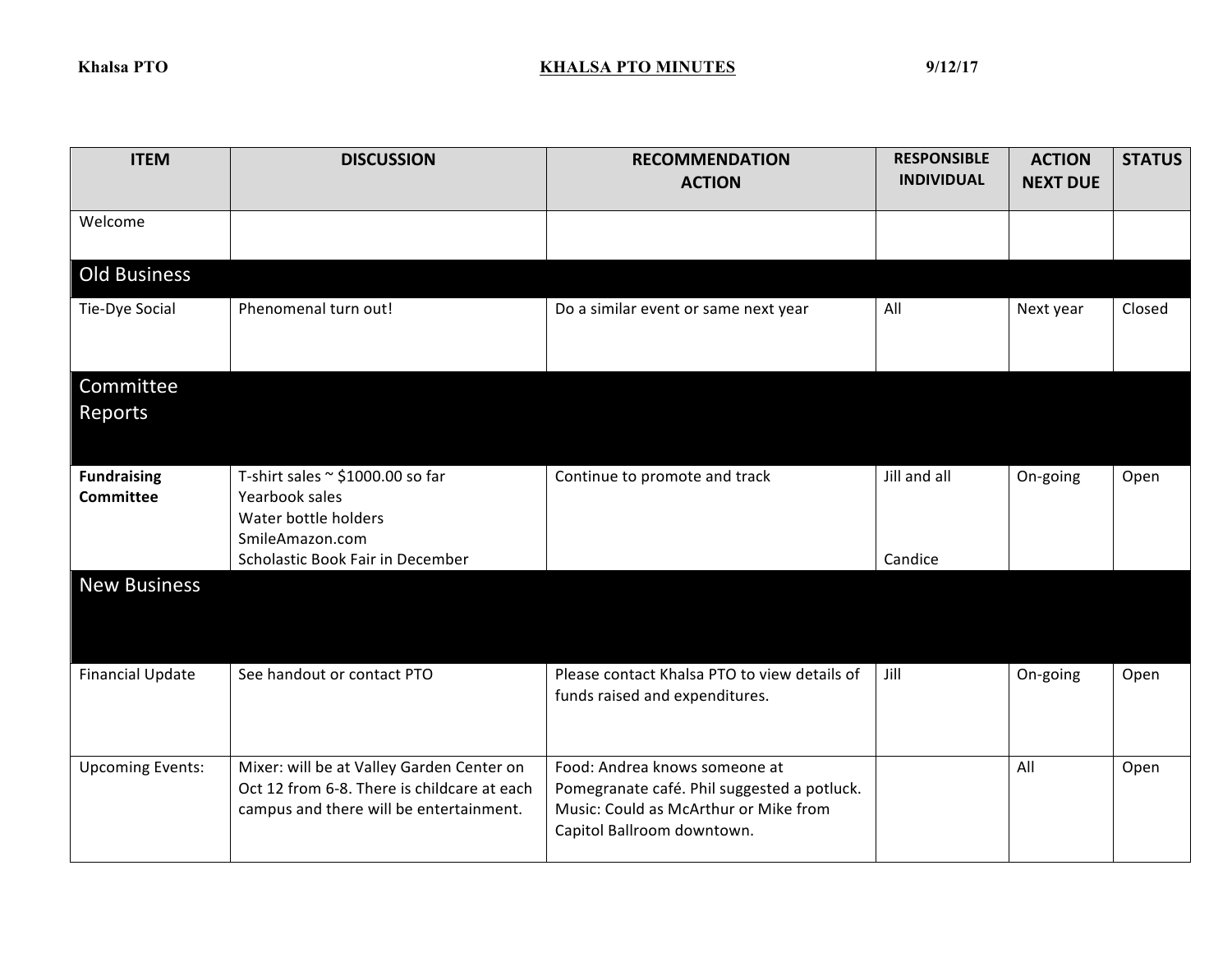Khalsa PTO

**KHALSA PTO MINUTES** 9/12/17

| ITEM | DISCUSSION | RECOMMENDATION ACTION | RESPONSIBLE INDIVIDUAL | ACTION NEXT DUE | STATUS |
|---|---|---|---|---|---|
| Welcome | | | | | |
| **Old Business** | | | | | |
| Tie-Dye Social | Phenomenal turn out! | Do a similar event or same next year | All | Next year | Closed |
| **Committee Reports** | | | | | |
| **Fundraising Committee** | T-shirt sales ~ $1000.00 so far<br>Yearbook sales<br>Water bottle holders<br>SmileAmazon.com<br>Scholastic Book Fair in December | Continue to promote and track | Jill and all<br><br><br><br>Candice | On-going | Open |
| **New Business** | | | | | |
| Financial Update | See handout or contact PTO | Please contact Khalsa PTO to view details of funds raised and expenditures. | Jill | On-going | Open |
| Upcoming Events: | Mixer: will be at Valley Garden Center on Oct 12 from 6-8. There is childcare at each campus and there will be entertainment. | Food: Andrea knows someone at Pomegranate café. Phil suggested a potluck. Music: Could as McArthur or Mike from Capitol Ballroom downtown. | | All | Open |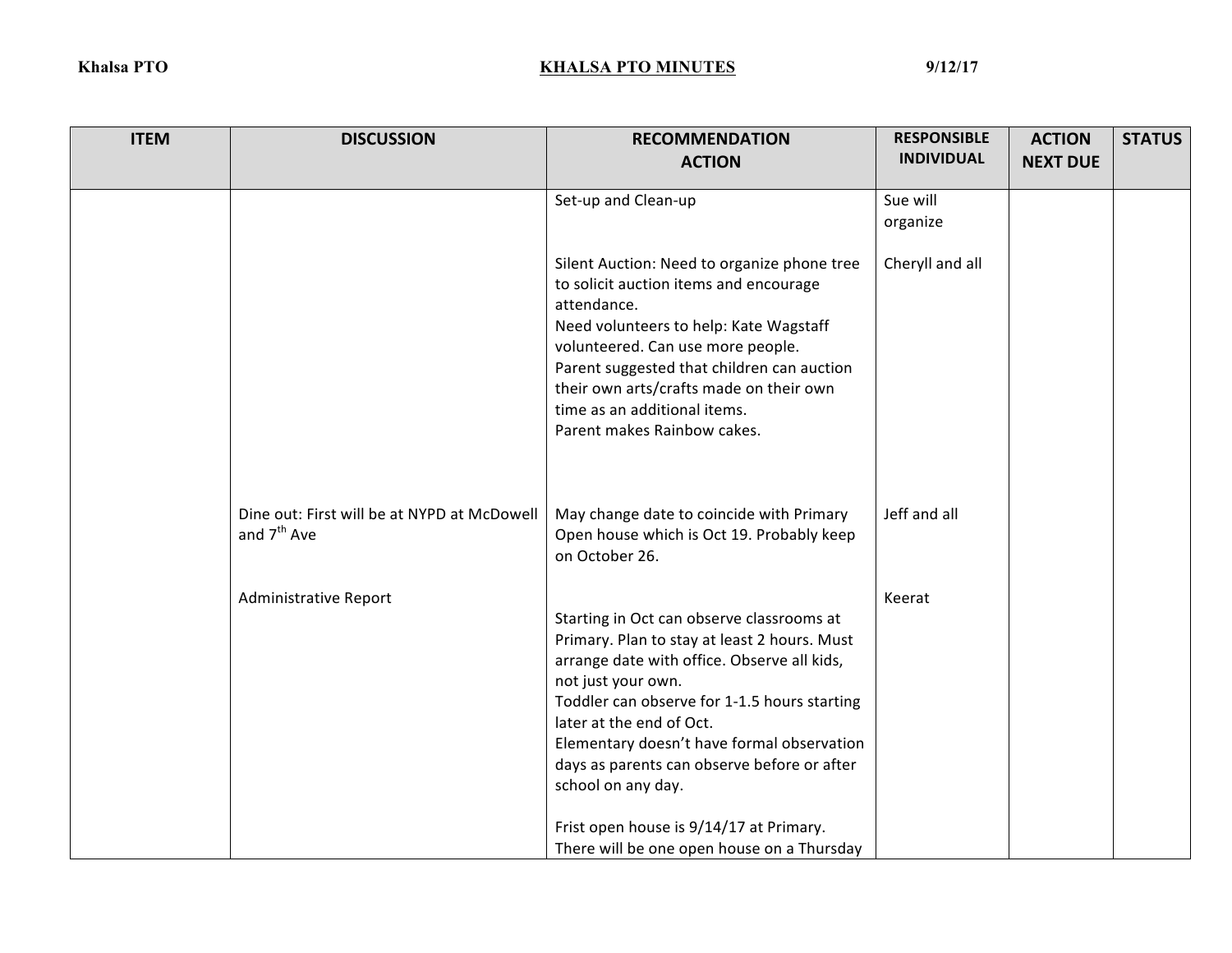| ITEM | DISCUSSION | RECOMMENDATION ACTION | RESPONSIBLE INDIVIDUAL | ACTION NEXT DUE | STATUS |
|---|---|---|---|---|---|
| | | Set-up and Clean-up | Sue will organize | | |
| | | Silent Auction: Need to organize phone tree to solicit auction items and encourage attendance. Need volunteers to help: Kate Wagstaff volunteered. Can use more people. Parent suggested that children can auction their own arts/crafts made on their own time as an additional items. Parent makes Rainbow cakes. | Cheryll and all | | |
| | Dine out: First will be at NYPD at McDowell and 7th Ave | May change date to coincide with Primary Open house which is Oct 19. Probably keep on October 26. | Jeff and all | | |
| | Administrative Report | Starting in Oct can observe classrooms at Primary. Plan to stay at least 2 hours. Must arrange date with office. Observe all kids, not just your own. Toddler can observe for 1-1.5 hours starting later at the end of Oct. Elementary doesn't have formal observation days as parents can observe before or after school on any day. Frist open house is 9/14/17 at Primary. There will be one open house on a Thursday | Keerat | | |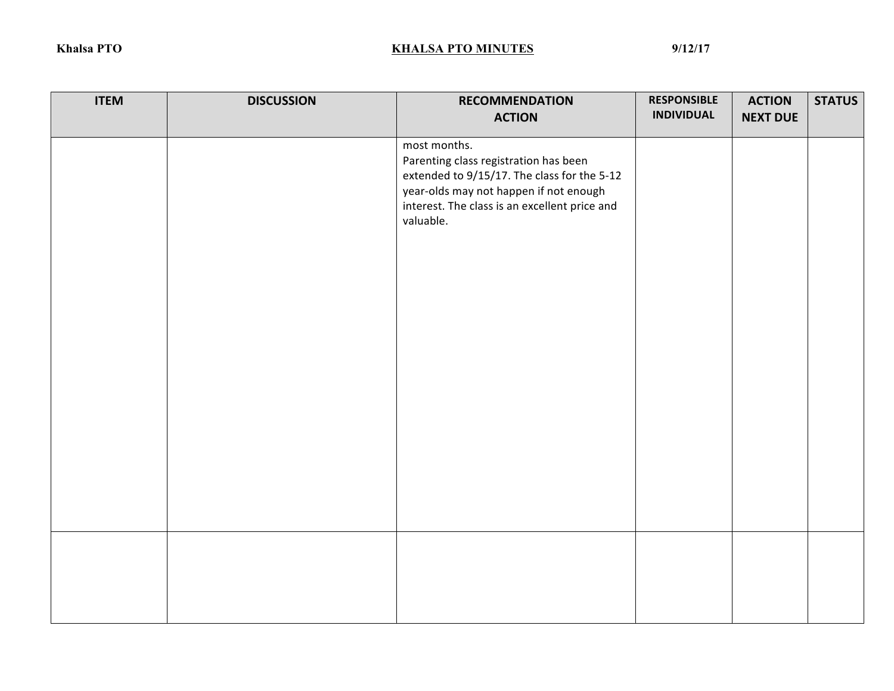| ITEM | DISCUSSION | RECOMMENDATION ACTION | RESPONSIBLE INDIVIDUAL | ACTION NEXT DUE | STATUS |
|---|---|---|---|---|---|
| | | most months.<br>Parenting class registration has been extended to 9/15/17. The class for the 5-12 year-olds may not happen if not enough interest. The class is an excellent price and valuable. | | | |
| | | | | | |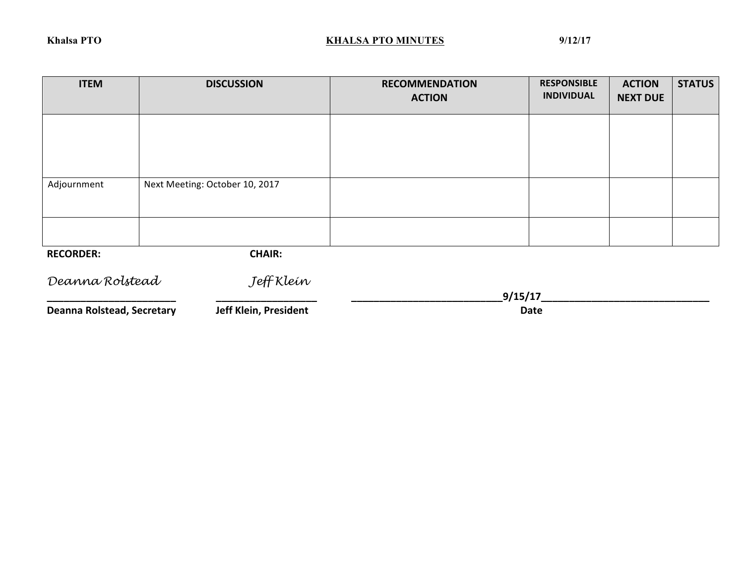| ITEM | DISCUSSION | RECOMMENDATION ACTION | RESPONSIBLE INDIVIDUAL | ACTION NEXT DUE | STATUS |
|---|---|---|---|---|---|
| | | | | | |
| Adjournment | Next Meeting: October 10, 2017 | | | | |
| | | | | | |

**RECORDER:** **CHAIR:**

*Deanna Rolstead* *Jeff Klein*

**Deanna Rolstead, Secretary** **Jeff Klein, President**

**9/15/17**
**Date**